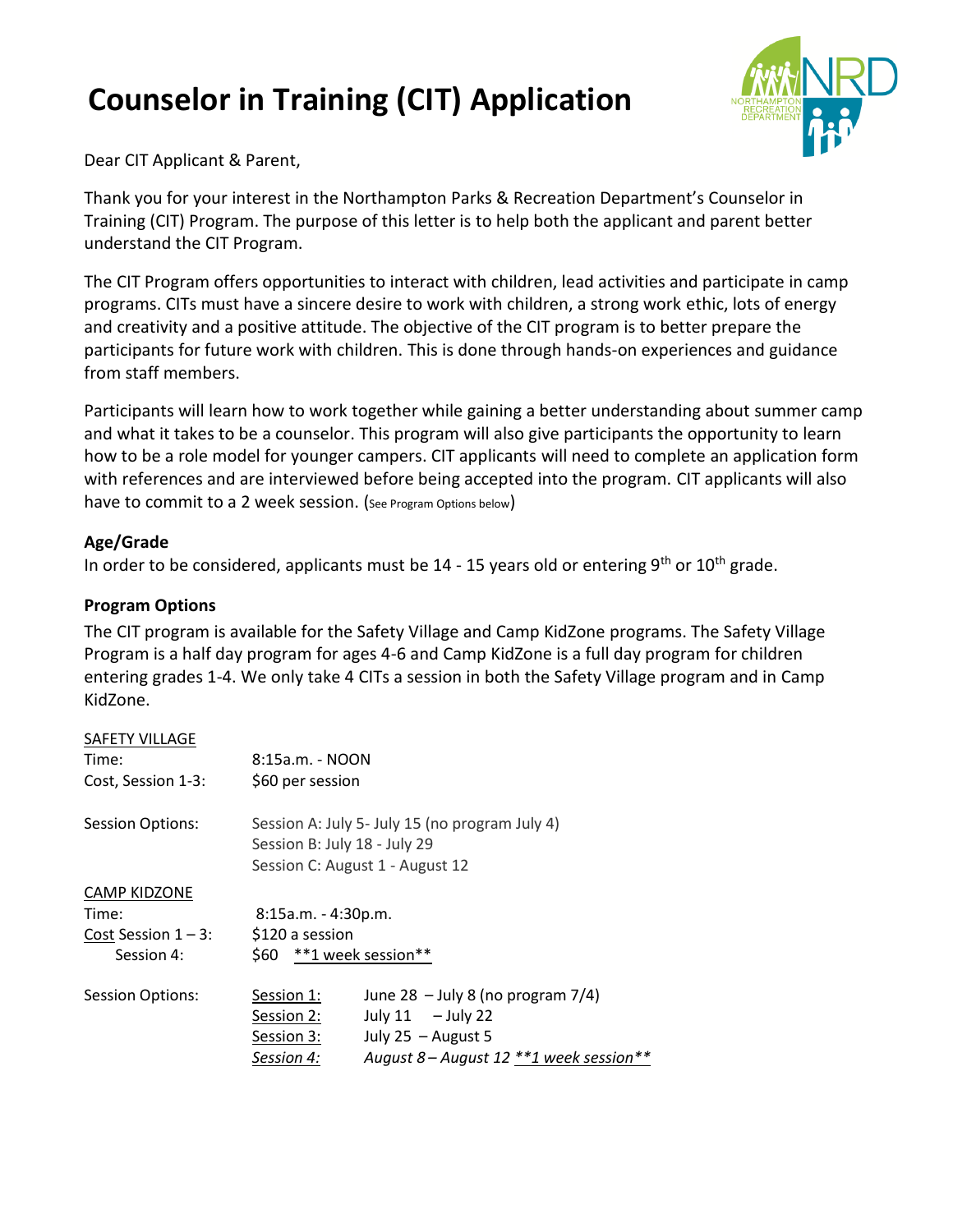# Counselor in Training (CIT) Application

Dear CIT Applicant & Parent,

Thank you for your interest in the Northampton Parks & Recreation Department's Counselor in Training (CIT) Program. The purpose of this letter is to help both the applicant and parent better understand the CIT Program.

The CIT Program offers opportunities to interact with children, lead activities and participate in camp programs. CITs must have a sincere desire to work with children, a strong work ethic, lots of energy and creativity and a positive attitude. The objective of the CIT program is to better prepare the participants for future work with children. This is done through hands-on experiences and guidance from staff members.

Participants will learn how to work together while gaining a better understanding about summer camp and what it takes to be a counselor. This program will also give participants the opportunity to learn how to be a role model for younger campers. CIT applicants will need to complete an application form with references and are interviewed before being accepted into the program. CIT applicants will also have to commit to a 2 week session. (See Program Options below)

### Age/Grade

In order to be considered, applicants must be 14 - 15 years old or entering 9th or 10th grade.

### Program Options

The CIT program is available for the Safety Village and Camp KidZone programs. The Safety Village Program is a half day program for ages 4-6 and Camp KidZone is a full day program for children entering grades 1-4. We only take 4 CITs a session in both the Safety Village program and in Camp KidZone.

**SAFETY VILLAGE**

Time: 8:15a.m. - NOON

Cost, Session 1-3: $60 per session

Session Options:
- Session A: July 5- July 15 (no program July 4)
- Session B: July 18 - July 29
- Session C: August 1 - August 12

**CAMP KIDZONE**

Time: 8:15a.m. - 4:30p.m.

Cost Session 1 – 3: $120 a session

Session 4: $60 **1 week session**

Session Options:

| Session | Dates |
| --- | --- |
| Session 1: | June 28 – July 8 (no program 7/4) |
| Session 2: | July 11 – July 22 |
| Session 3: | July 25 – August 5 |
| *Session 4:* | *August 8 – August 12 **1 week session*** |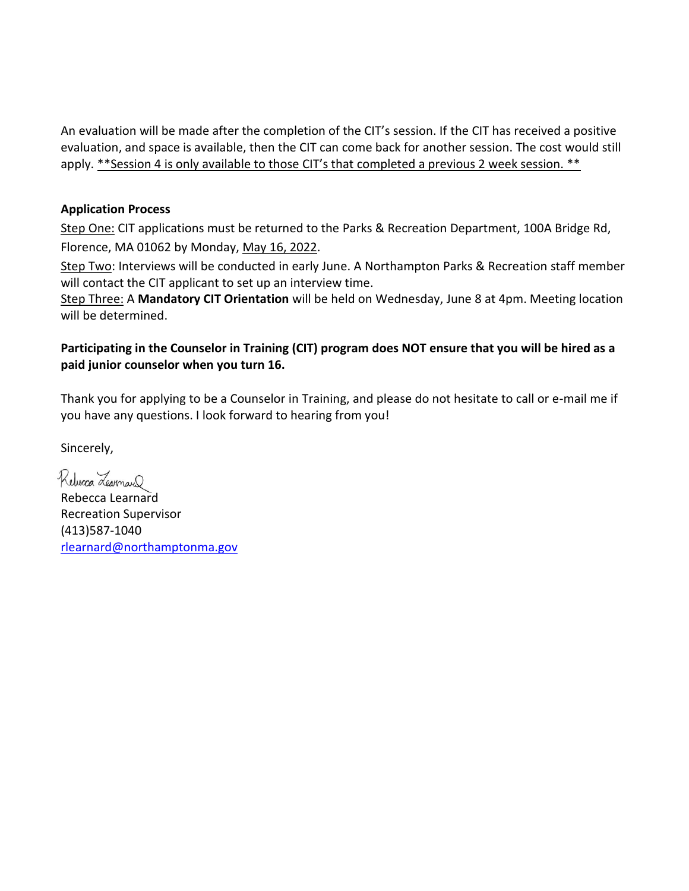An evaluation will be made after the completion of the CIT's session. If the CIT has received a positive evaluation, and space is available, then the CIT can come back for another session. The cost would still apply. **Session 4 is only available to those CIT's that completed a previous 2 week session. **

**Application Process**

Step One: CIT applications must be returned to the Parks & Recreation Department, 100A Bridge Rd, Florence, MA 01062 by Monday, May 16, 2022.

Step Two: Interviews will be conducted in early June. A Northampton Parks & Recreation staff member will contact the CIT applicant to set up an interview time.

Step Three: A **Mandatory CIT Orientation** will be held on Wednesday, June 8 at 4pm. Meeting location will be determined.

**Participating in the Counselor in Training (CIT) program does NOT ensure that you will be hired as a paid junior counselor when you turn 16.**

Thank you for applying to be a Counselor in Training, and please do not hesitate to call or e-mail me if you have any questions. I look forward to hearing from you!

Sincerely,

Rebecca Learnard
Recreation Supervisor
(413)587-1040
rlearnard@northamptonma.gov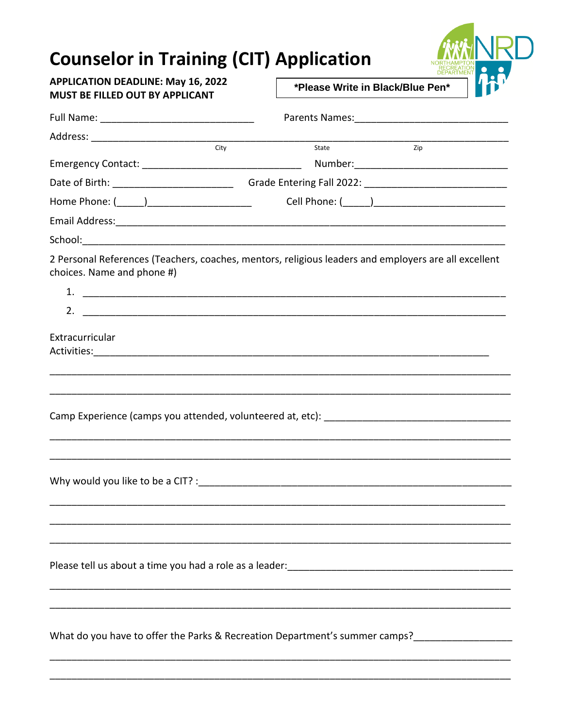# Counselor in Training (CIT) Application

**APPLICATION DEADLINE: May 16, 2022**
**MUST BE FILLED OUT BY APPLICANT**

**\*Please Write in Black/Blue Pen\***

Full Name: ____________________________ Parents Names:____________________________

Address: ______________________________________________________________________
City State Zip

Emergency Contact: ____________________________ Number:____________________________

Date of Birth: ______________________ Grade Entering Fall 2022: _________________________

Home Phone: (_____)___________________ Cell Phone: (_____)________________________

Email Address:__________________________________________________________________

School:_______________________________________________________________________

2 Personal References (Teachers, coaches, mentors, religious leaders and employers are all excellent choices. Name and phone #)

1. ___________________________________________________________________________
2. ___________________________________________________________________________

Extracurricular Activities:_________________________________________________________

_____________________________________________________________________________

_____________________________________________________________________________

Camp Experience (camps you attended, volunteered at, etc): __________________________________

_____________________________________________________________________________

_____________________________________________________________________________

Why would you like to be a CIT? :_______________________________________________________

_____________________________________________________________________________

_____________________________________________________________________________

_____________________________________________________________________________

Please tell us about a time you had a role as a leader:________________________________________

_____________________________________________________________________________

_____________________________________________________________________________

What do you have to offer the Parks & Recreation Department's summer camps?_________________

_____________________________________________________________________________

_____________________________________________________________________________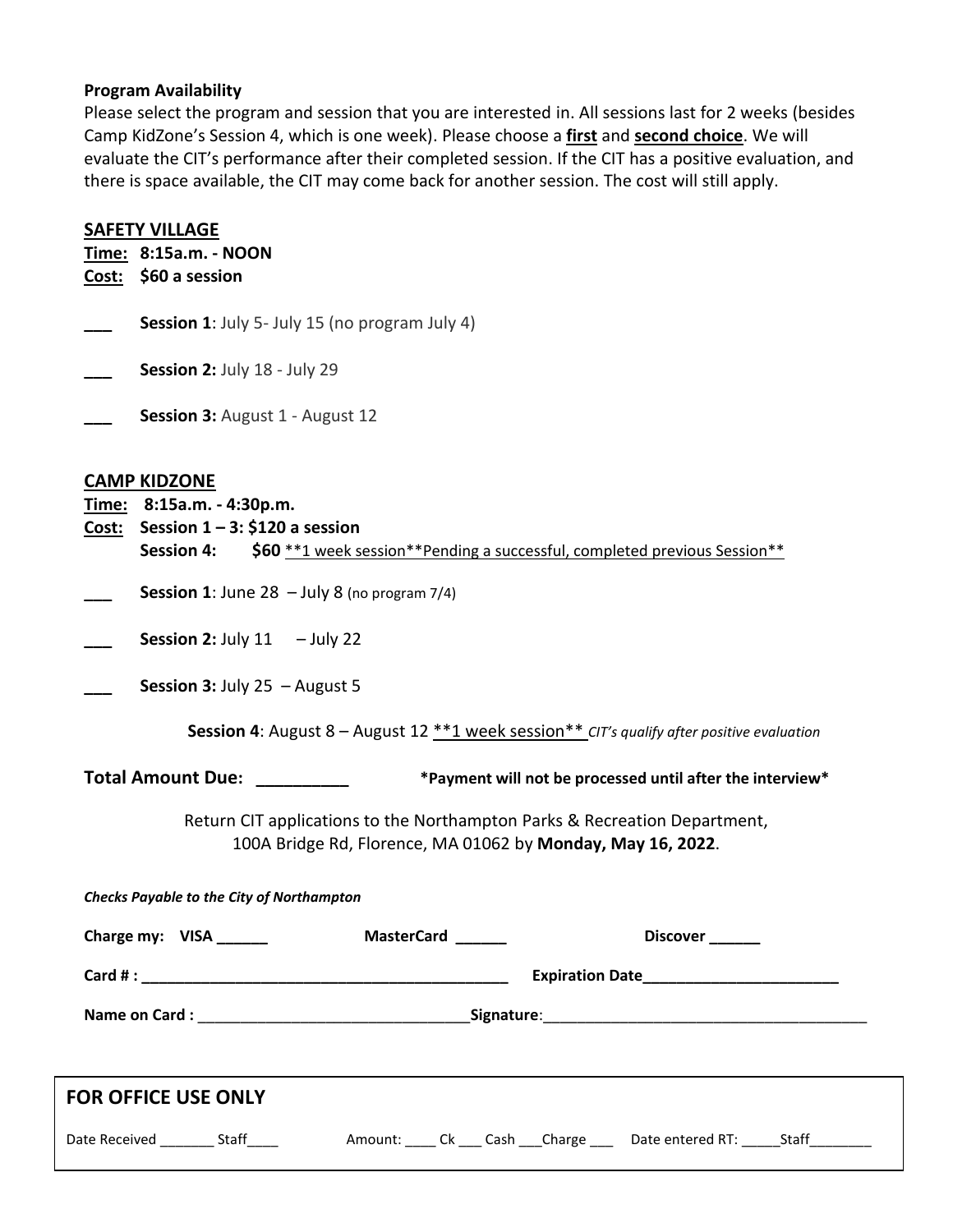**Program Availability**

Please select the program and session that you are interested in. All sessions last for 2 weeks (besides Camp KidZone's Session 4, which is one week). Please choose a **first** and **second choice**. We will evaluate the CIT's performance after their completed session. If the CIT has a positive evaluation, and there is space available, the CIT may come back for another session. The cost will still apply.

## SAFETY VILLAGE

**Time: 8:15a.m. - NOON**

**Cost: $60 a session**

___ **Session 1**: July 5- July 15 (no program July 4)

___ **Session 2:** July 18 - July 29

___ **Session 3:** August 1 - August 12

## CAMP KIDZONE

**Time: 8:15a.m. - 4:30p.m.**

**Cost: Session 1 – 3: $120 a session**

**Session 4: $60** **1 week session**Pending a successful, completed previous Session**

___ **Session 1**: June 28 – July 8 (no program 7/4)

___ **Session 2:** July 11 – July 22

___ **Session 3:** July 25 – August 5

**Session 4**: August 8 – August 12 **1 week session** *CIT's qualify after positive evaluation*

**Total Amount Due: __________** **\*Payment will not be processed until after the interview\***

Return CIT applications to the Northampton Parks & Recreation Department, 100A Bridge Rd, Florence, MA 01062 by **Monday, May 16, 2022**.

***Checks Payable to the City of Northampton***

**Charge my: VISA ______ MasterCard ______ Discover ______**

**Card # : ____________________________________________ Expiration Date________________________**

**Name on Card :** ________________________________ **Signature**:______________________________________

**FOR OFFICE USE ONLY**

Date Received _______ Staff____ Amount: ____ Ck ___ Cash ___Charge ___ Date entered RT: _____Staff________